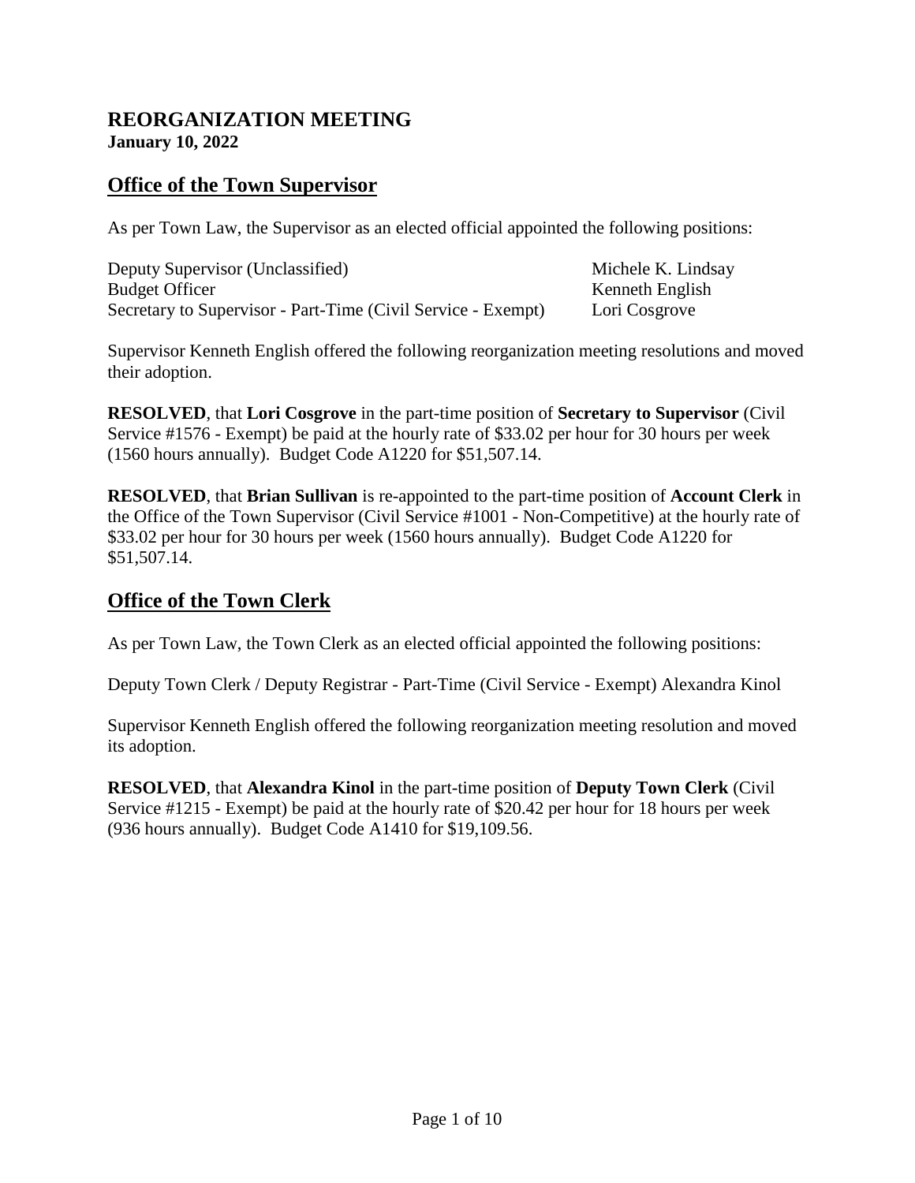# REORGANIZATION MEETING

**January 10, 2022**

## Office of the Town Supervisor

As per Town Law, the Supervisor as an elected official appointed the following positions:

| | |
|---|---|
| Deputy Supervisor (Unclassified) | Michele K. Lindsay |
| Budget Officer | Kenneth English |
| Secretary to Supervisor - Part-Time (Civil Service - Exempt) | Lori Cosgrove |

Supervisor Kenneth English offered the following reorganization meeting resolutions and moved their adoption.

**RESOLVED**, that **Lori Cosgrove** in the part-time position of **Secretary to Supervisor** (Civil Service #1576 - Exempt) be paid at the hourly rate of $33.02 per hour for 30 hours per week (1560 hours annually). Budget Code A1220 for $51,507.14.

**RESOLVED**, that **Brian Sullivan** is re-appointed to the part-time position of **Account Clerk** in the Office of the Town Supervisor (Civil Service #1001 - Non-Competitive) at the hourly rate of $33.02 per hour for 30 hours per week (1560 hours annually). Budget Code A1220 for $51,507.14.

## Office of the Town Clerk

As per Town Law, the Town Clerk as an elected official appointed the following positions:

Deputy Town Clerk / Deputy Registrar - Part-Time (Civil Service - Exempt) Alexandra Kinol

Supervisor Kenneth English offered the following reorganization meeting resolution and moved its adoption.

**RESOLVED**, that **Alexandra Kinol** in the part-time position of **Deputy Town Clerk** (Civil Service #1215 - Exempt) be paid at the hourly rate of $20.42 per hour for 18 hours per week (936 hours annually). Budget Code A1410 for $19,109.56.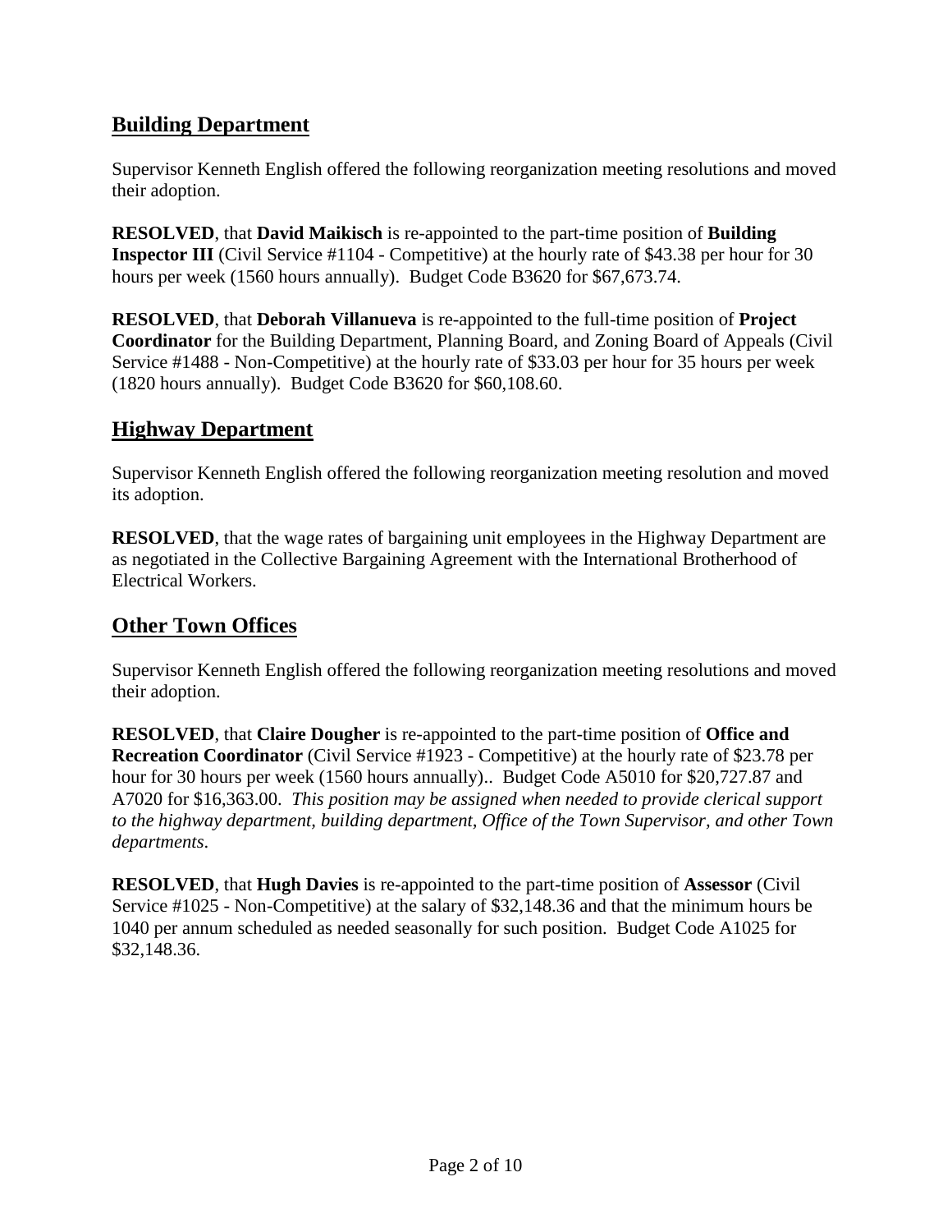## Building Department

Supervisor Kenneth English offered the following reorganization meeting resolutions and moved their adoption.

**RESOLVED**, that **David Maikisch** is re-appointed to the part-time position of **Building Inspector III** (Civil Service #1104 - Competitive) at the hourly rate of $43.38 per hour for 30 hours per week (1560 hours annually). Budget Code B3620 for $67,673.74.

**RESOLVED**, that **Deborah Villanueva** is re-appointed to the full-time position of **Project Coordinator** for the Building Department, Planning Board, and Zoning Board of Appeals (Civil Service #1488 - Non-Competitive) at the hourly rate of $33.03 per hour for 35 hours per week (1820 hours annually). Budget Code B3620 for $60,108.60.

## Highway Department

Supervisor Kenneth English offered the following reorganization meeting resolution and moved its adoption.

**RESOLVED**, that the wage rates of bargaining unit employees in the Highway Department are as negotiated in the Collective Bargaining Agreement with the International Brotherhood of Electrical Workers.

## Other Town Offices

Supervisor Kenneth English offered the following reorganization meeting resolutions and moved their adoption.

**RESOLVED**, that **Claire Dougher** is re-appointed to the part-time position of **Office and Recreation Coordinator** (Civil Service #1923 - Competitive) at the hourly rate of $23.78 per hour for 30 hours per week (1560 hours annually).. Budget Code A5010 for $20,727.87 and A7020 for $16,363.00. *This position may be assigned when needed to provide clerical support to the highway department, building department, Office of the Town Supervisor, and other Town departments*.

**RESOLVED**, that **Hugh Davies** is re-appointed to the part-time position of **Assessor** (Civil Service #1025 - Non-Competitive) at the salary of $32,148.36 and that the minimum hours be 1040 per annum scheduled as needed seasonally for such position. Budget Code A1025 for $32,148.36.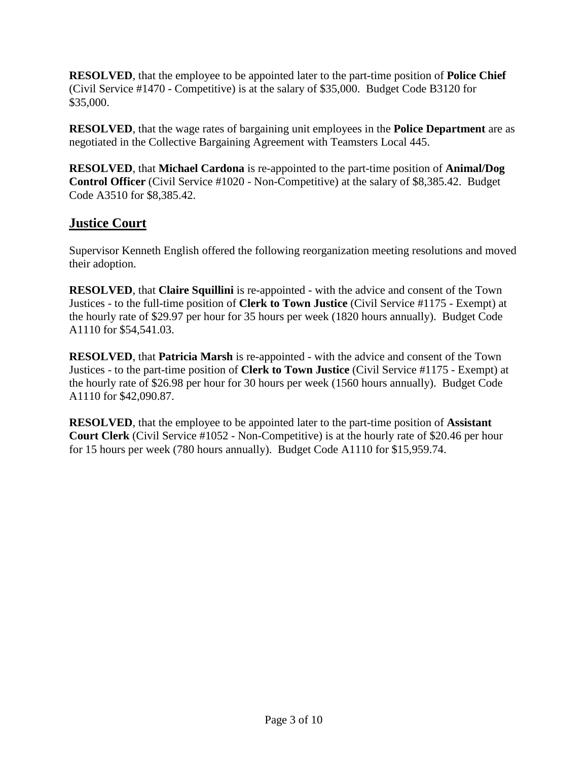**RESOLVED**, that the employee to be appointed later to the part-time position of **Police Chief** (Civil Service #1470 - Competitive) is at the salary of $35,000. Budget Code B3120 for $35,000.

**RESOLVED**, that the wage rates of bargaining unit employees in the **Police Department** are as negotiated in the Collective Bargaining Agreement with Teamsters Local 445.

**RESOLVED**, that **Michael Cardona** is re-appointed to the part-time position of **Animal/Dog Control Officer** (Civil Service #1020 - Non-Competitive) at the salary of $8,385.42. Budget Code A3510 for $8,385.42.

## Justice Court

Supervisor Kenneth English offered the following reorganization meeting resolutions and moved their adoption.

**RESOLVED**, that **Claire Squillini** is re-appointed - with the advice and consent of the Town Justices - to the full-time position of **Clerk to Town Justice** (Civil Service #1175 - Exempt) at the hourly rate of $29.97 per hour for 35 hours per week (1820 hours annually). Budget Code A1110 for $54,541.03.

**RESOLVED**, that **Patricia Marsh** is re-appointed - with the advice and consent of the Town Justices - to the part-time position of **Clerk to Town Justice** (Civil Service #1175 - Exempt) at the hourly rate of $26.98 per hour for 30 hours per week (1560 hours annually). Budget Code A1110 for $42,090.87.

**RESOLVED**, that the employee to be appointed later to the part-time position of **Assistant Court Clerk** (Civil Service #1052 - Non-Competitive) is at the hourly rate of $20.46 per hour for 15 hours per week (780 hours annually). Budget Code A1110 for $15,959.74.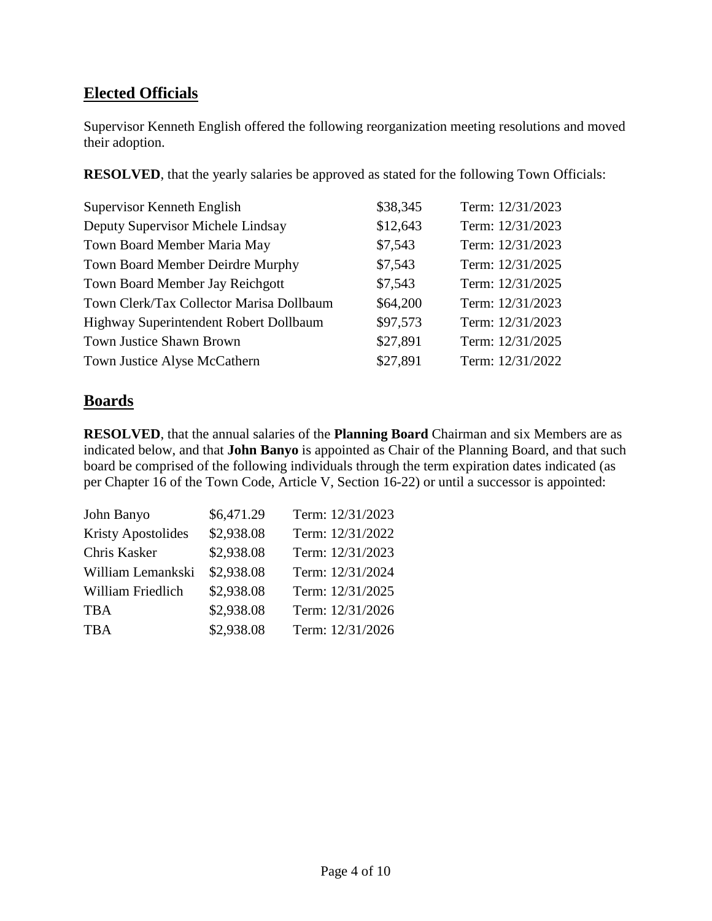## Elected Officials

Supervisor Kenneth English offered the following reorganization meeting resolutions and moved their adoption.

**RESOLVED**, that the yearly salaries be approved as stated for the following Town Officials:

| | | |
|---|---|---|
| Supervisor Kenneth English | $38,345 | Term: 12/31/2023 |
| Deputy Supervisor Michele Lindsay | $12,643 | Term: 12/31/2023 |
| Town Board Member Maria May | $7,543 | Term: 12/31/2023 |
| Town Board Member Deirdre Murphy | $7,543 | Term: 12/31/2025 |
| Town Board Member Jay Reichgott | $7,543 | Term: 12/31/2025 |
| Town Clerk/Tax Collector Marisa Dollbaum | $64,200 | Term: 12/31/2023 |
| Highway Superintendent Robert Dollbaum | $97,573 | Term: 12/31/2023 |
| Town Justice Shawn Brown | $27,891 | Term: 12/31/2025 |
| Town Justice Alyse McCathern | $27,891 | Term: 12/31/2022 |

## Boards

**RESOLVED**, that the annual salaries of the **Planning Board** Chairman and six Members are as indicated below, and that **John Banyo** is appointed as Chair of the Planning Board, and that such board be comprised of the following individuals through the term expiration dates indicated (as per Chapter 16 of the Town Code, Article V, Section 16-22) or until a successor is appointed:

| | | |
|---|---|---|
| John Banyo | $6,471.29 | Term: 12/31/2023 |
| Kristy Apostolides | $2,938.08 | Term: 12/31/2022 |
| Chris Kasker | $2,938.08 | Term: 12/31/2023 |
| William Lemankski | $2,938.08 | Term: 12/31/2024 |
| William Friedlich | $2,938.08 | Term: 12/31/2025 |
| TBA | $2,938.08 | Term: 12/31/2026 |
| TBA | $2,938.08 | Term: 12/31/2026 |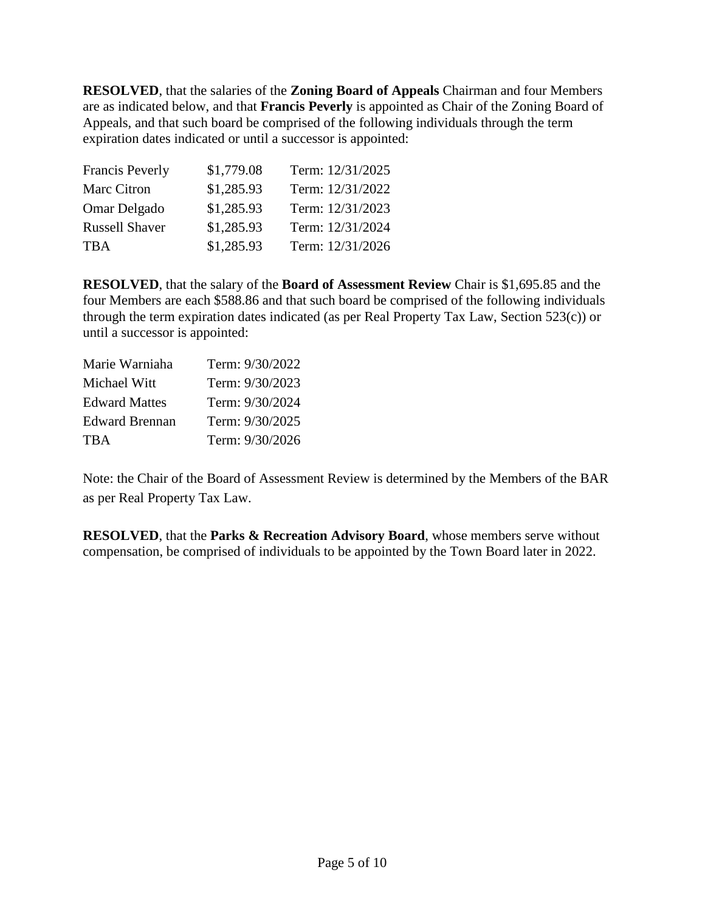**RESOLVED**, that the salaries of the **Zoning Board of Appeals** Chairman and four Members are as indicated below, and that **Francis Peverly** is appointed as Chair of the Zoning Board of Appeals, and that such board be comprised of the following individuals through the term expiration dates indicated or until a successor is appointed:

| | | |
|---|---|---|
| Francis Peverly | $1,779.08 | Term: 12/31/2025 |
| Marc Citron | $1,285.93 | Term: 12/31/2022 |
| Omar Delgado | $1,285.93 | Term: 12/31/2023 |
| Russell Shaver | $1,285.93 | Term: 12/31/2024 |
| TBA | $1,285.93 | Term: 12/31/2026 |

**RESOLVED**, that the salary of the **Board of Assessment Review** Chair is $1,695.85 and the four Members are each $588.86 and that such board be comprised of the following individuals through the term expiration dates indicated (as per Real Property Tax Law, Section 523(c)) or until a successor is appointed:

| | |
|---|---|
| Marie Warniaha | Term: 9/30/2022 |
| Michael Witt | Term: 9/30/2023 |
| Edward Mattes | Term: 9/30/2024 |
| Edward Brennan | Term: 9/30/2025 |
| TBA | Term: 9/30/2026 |

Note: the Chair of the Board of Assessment Review is determined by the Members of the BAR as per Real Property Tax Law.

**RESOLVED**, that the **Parks & Recreation Advisory Board**, whose members serve without compensation, be comprised of individuals to be appointed by the Town Board later in 2022.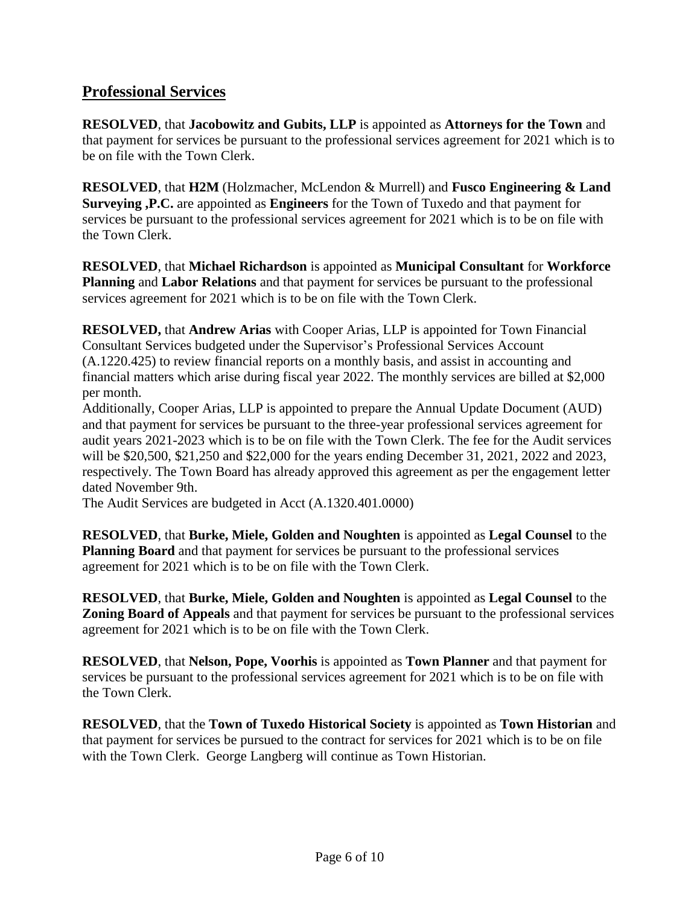## Professional Services

**RESOLVED**, that **Jacobowitz and Gubits, LLP** is appointed as **Attorneys for the Town** and that payment for services be pursuant to the professional services agreement for 2021 which is to be on file with the Town Clerk.

**RESOLVED**, that **H2M** (Holzmacher, McLendon & Murrell) and **Fusco Engineering & Land Surveying ,P.C.** are appointed as **Engineers** for the Town of Tuxedo and that payment for services be pursuant to the professional services agreement for 2021 which is to be on file with the Town Clerk.

**RESOLVED**, that **Michael Richardson** is appointed as **Municipal Consultant** for **Workforce Planning** and **Labor Relations** and that payment for services be pursuant to the professional services agreement for 2021 which is to be on file with the Town Clerk.

**RESOLVED,** that **Andrew Arias** with Cooper Arias, LLP is appointed for Town Financial Consultant Services budgeted under the Supervisor's Professional Services Account (A.1220.425) to review financial reports on a monthly basis, and assist in accounting and financial matters which arise during fiscal year 2022. The monthly services are billed at $2,000 per month.

Additionally, Cooper Arias, LLP is appointed to prepare the Annual Update Document (AUD) and that payment for services be pursuant to the three-year professional services agreement for audit years 2021-2023 which is to be on file with the Town Clerk. The fee for the Audit services will be $20,500, $21,250 and $22,000 for the years ending December 31, 2021, 2022 and 2023, respectively. The Town Board has already approved this agreement as per the engagement letter dated November 9th.

The Audit Services are budgeted in Acct (A.1320.401.0000)

**RESOLVED**, that **Burke, Miele, Golden and Noughten** is appointed as **Legal Counsel** to the **Planning Board** and that payment for services be pursuant to the professional services agreement for 2021 which is to be on file with the Town Clerk.

**RESOLVED**, that **Burke, Miele, Golden and Noughten** is appointed as **Legal Counsel** to the **Zoning Board of Appeals** and that payment for services be pursuant to the professional services agreement for 2021 which is to be on file with the Town Clerk.

**RESOLVED**, that **Nelson, Pope, Voorhis** is appointed as **Town Planner** and that payment for services be pursuant to the professional services agreement for 2021 which is to be on file with the Town Clerk.

**RESOLVED**, that the **Town of Tuxedo Historical Society** is appointed as **Town Historian** and that payment for services be pursued to the contract for services for 2021 which is to be on file with the Town Clerk. George Langberg will continue as Town Historian.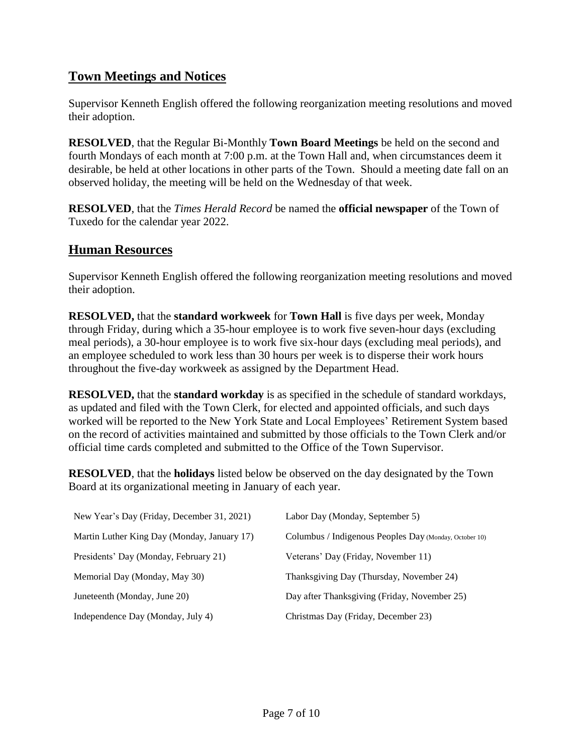## Town Meetings and Notices

Supervisor Kenneth English offered the following reorganization meeting resolutions and moved their adoption.

**RESOLVED**, that the Regular Bi-Monthly **Town Board Meetings** be held on the second and fourth Mondays of each month at 7:00 p.m. at the Town Hall and, when circumstances deem it desirable, be held at other locations in other parts of the Town. Should a meeting date fall on an observed holiday, the meeting will be held on the Wednesday of that week.

**RESOLVED**, that the *Times Herald Record* be named the **official newspaper** of the Town of Tuxedo for the calendar year 2022.

## Human Resources

Supervisor Kenneth English offered the following reorganization meeting resolutions and moved their adoption.

**RESOLVED,** that the **standard workweek** for **Town Hall** is five days per week, Monday through Friday, during which a 35-hour employee is to work five seven-hour days (excluding meal periods), a 30-hour employee is to work five six-hour days (excluding meal periods), and an employee scheduled to work less than 30 hours per week is to disperse their work hours throughout the five-day workweek as assigned by the Department Head.

**RESOLVED,** that the **standard workday** is as specified in the schedule of standard workdays, as updated and filed with the Town Clerk, for elected and appointed officials, and such days worked will be reported to the New York State and Local Employees' Retirement System based on the record of activities maintained and submitted by those officials to the Town Clerk and/or official time cards completed and submitted to the Office of the Town Supervisor.

**RESOLVED**, that the **holidays** listed below be observed on the day designated by the Town Board at its organizational meeting in January of each year.

| | |
|---|---|
| New Year's Day (Friday, December 31, 2021) | Labor Day (Monday, September 5) |
| Martin Luther King Day (Monday, January 17) | Columbus / Indigenous Peoples Day (Monday, October 10) |
| Presidents' Day (Monday, February 21) | Veterans' Day (Friday, November 11) |
| Memorial Day (Monday, May 30) | Thanksgiving Day (Thursday, November 24) |
| Juneteenth (Monday, June 20) | Day after Thanksgiving (Friday, November 25) |
| Independence Day (Monday, July 4) | Christmas Day (Friday, December 23) |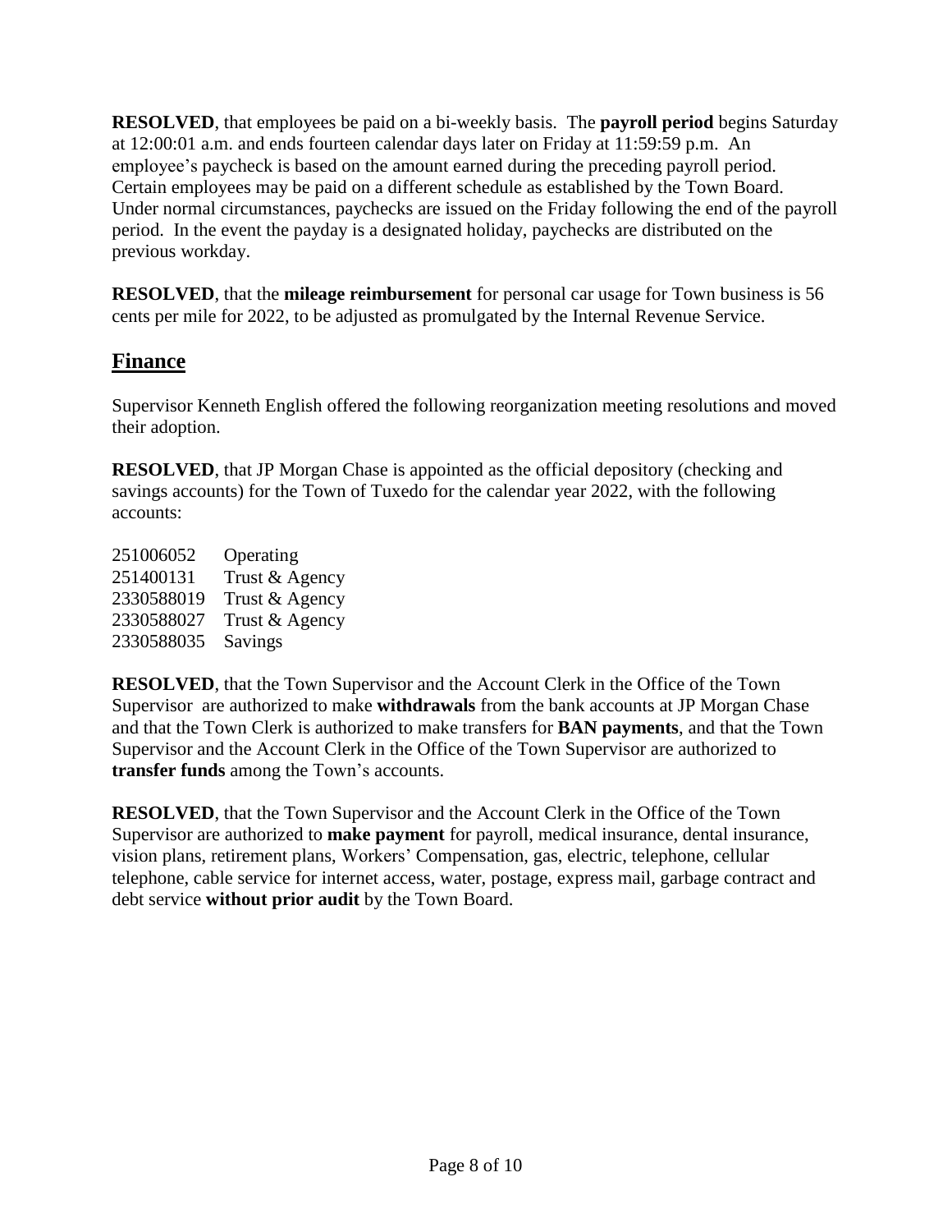**RESOLVED**, that employees be paid on a bi-weekly basis. The **payroll period** begins Saturday at 12:00:01 a.m. and ends fourteen calendar days later on Friday at 11:59:59 p.m. An employee's paycheck is based on the amount earned during the preceding payroll period. Certain employees may be paid on a different schedule as established by the Town Board. Under normal circumstances, paychecks are issued on the Friday following the end of the payroll period. In the event the payday is a designated holiday, paychecks are distributed on the previous workday.

**RESOLVED**, that the **mileage reimbursement** for personal car usage for Town business is 56 cents per mile for 2022, to be adjusted as promulgated by the Internal Revenue Service.

## Finance

Supervisor Kenneth English offered the following reorganization meeting resolutions and moved their adoption.

**RESOLVED**, that JP Morgan Chase is appointed as the official depository (checking and savings accounts) for the Town of Tuxedo for the calendar year 2022, with the following accounts:

| | |
|---|---|
| 251006052 | Operating |
| 251400131 | Trust & Agency |
| 2330588019 | Trust & Agency |
| 2330588027 | Trust & Agency |
| 2330588035 | Savings |

**RESOLVED**, that the Town Supervisor and the Account Clerk in the Office of the Town Supervisor are authorized to make **withdrawals** from the bank accounts at JP Morgan Chase and that the Town Clerk is authorized to make transfers for **BAN payments**, and that the Town Supervisor and the Account Clerk in the Office of the Town Supervisor are authorized to **transfer funds** among the Town's accounts.

**RESOLVED**, that the Town Supervisor and the Account Clerk in the Office of the Town Supervisor are authorized to **make payment** for payroll, medical insurance, dental insurance, vision plans, retirement plans, Workers' Compensation, gas, electric, telephone, cellular telephone, cable service for internet access, water, postage, express mail, garbage contract and debt service **without prior audit** by the Town Board.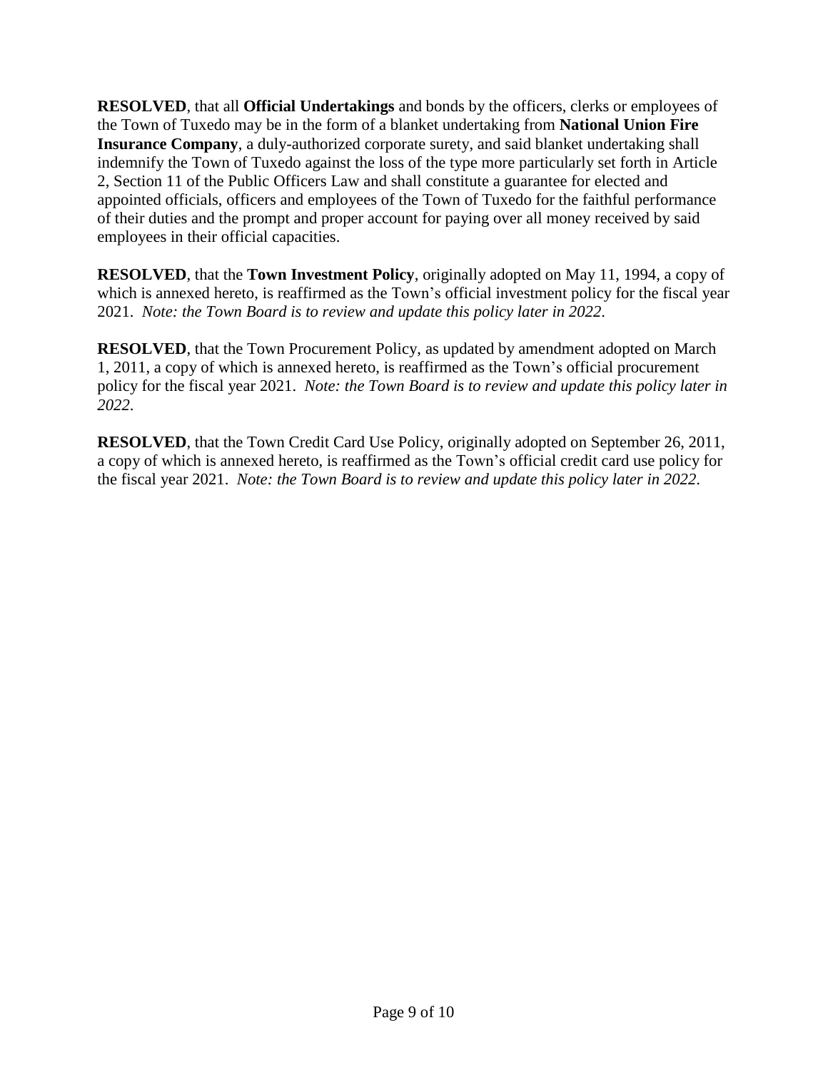**RESOLVED**, that all **Official Undertakings** and bonds by the officers, clerks or employees of the Town of Tuxedo may be in the form of a blanket undertaking from **National Union Fire Insurance Company**, a duly-authorized corporate surety, and said blanket undertaking shall indemnify the Town of Tuxedo against the loss of the type more particularly set forth in Article 2, Section 11 of the Public Officers Law and shall constitute a guarantee for elected and appointed officials, officers and employees of the Town of Tuxedo for the faithful performance of their duties and the prompt and proper account for paying over all money received by said employees in their official capacities.

**RESOLVED**, that the **Town Investment Policy**, originally adopted on May 11, 1994, a copy of which is annexed hereto, is reaffirmed as the Town's official investment policy for the fiscal year 2021. *Note: the Town Board is to review and update this policy later in 2022.*

**RESOLVED**, that the Town Procurement Policy, as updated by amendment adopted on March 1, 2011, a copy of which is annexed hereto, is reaffirmed as the Town's official procurement policy for the fiscal year 2021. *Note: the Town Board is to review and update this policy later in 2022.*

**RESOLVED**, that the Town Credit Card Use Policy, originally adopted on September 26, 2011, a copy of which is annexed hereto, is reaffirmed as the Town's official credit card use policy for the fiscal year 2021. *Note: the Town Board is to review and update this policy later in 2022.*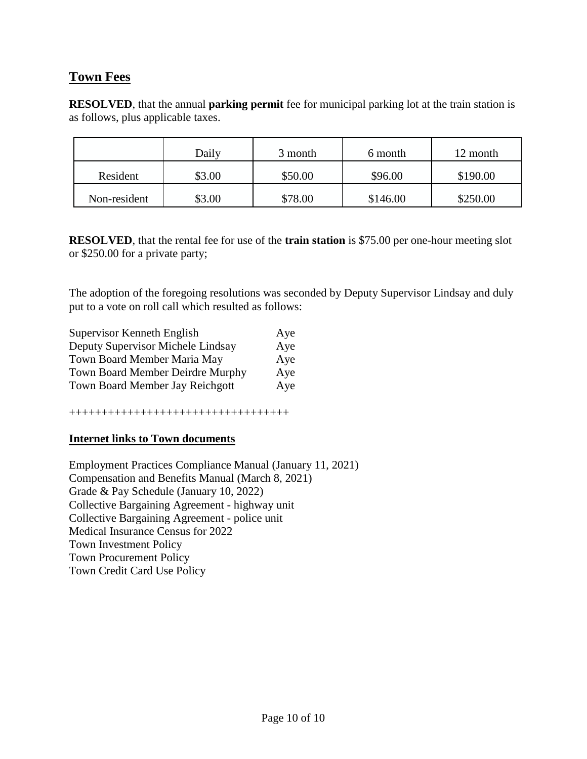## Town Fees

**RESOLVED**, that the annual **parking permit** fee for municipal parking lot at the train station is as follows, plus applicable taxes.

| | Daily | 3 month | 6 month | 12 month |
|---|---|---|---|---|
| Resident | $3.00 | $50.00 | $96.00 | $190.00 |
| Non-resident | $3.00 | $78.00 | $146.00 | $250.00 |

**RESOLVED**, that the rental fee for use of the **train station** is $75.00 per one-hour meeting slot or $250.00 for a private party;

The adoption of the foregoing resolutions was seconded by Deputy Supervisor Lindsay and duly put to a vote on roll call which resulted as follows:

Supervisor Kenneth English Aye
Deputy Supervisor Michele Lindsay Aye
Town Board Member Maria May Aye
Town Board Member Deirdre Murphy Aye
Town Board Member Jay Reichgott Aye

++++++++++++++++++++++++++++++++++

## Internet links to Town documents

Employment Practices Compliance Manual (January 11, 2021)
Compensation and Benefits Manual (March 8, 2021)
Grade & Pay Schedule (January 10, 2022)
Collective Bargaining Agreement - highway unit
Collective Bargaining Agreement - police unit
Medical Insurance Census for 2022
Town Investment Policy
Town Procurement Policy
Town Credit Card Use Policy